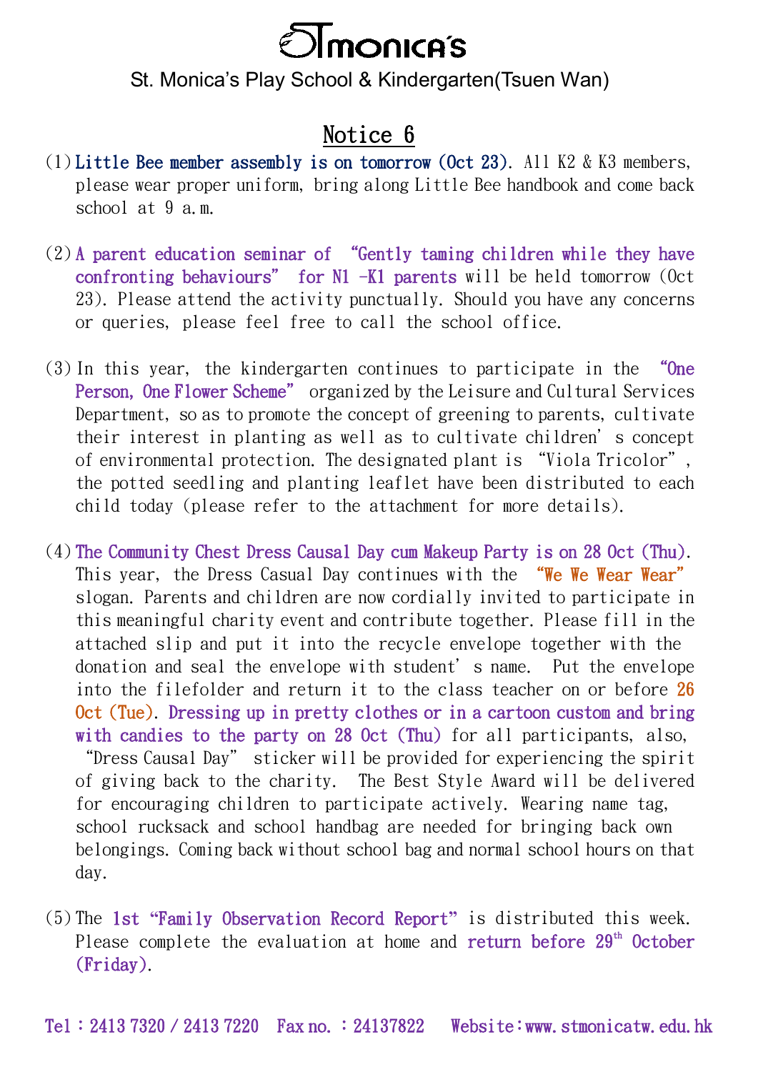# STmonica's

St. Monica's Play School & Kindergarten(Tsuen Wan)

## Notice 6

(1) Little Bee member assembly is on tomorrow (Oct 23). All K2 & K3 members, please wear proper uniform, bring along Little Bee handbook and come back school at 9 a.m.

(2) A parent education seminar of "Gently taming children while they have confronting behaviours" for N1 -K1 parents will be held tomorrow (Oct 23). Please attend the activity punctually. Should you have any concerns or queries, please feel free to call the school office.

(3) In this year, the kindergarten continues to participate in the "One Person, One Flower Scheme" organized by the Leisure and Cultural Services Department, so as to promote the concept of greening to parents, cultivate their interest in planting as well as to cultivate children's concept of environmental protection. The designated plant is "Viola Tricolor", the potted seedling and planting leaflet have been distributed to each child today (please refer to the attachment for more details).

(4) The Community Chest Dress Causal Day cum Makeup Party is on 28 Oct (Thu). This year, the Dress Casual Day continues with the "We We Wear Wear" slogan. Parents and children are now cordially invited to participate in this meaningful charity event and contribute together. Please fill in the attached slip and put it into the recycle envelope together with the donation and seal the envelope with student's name. Put the envelope into the filefolder and return it to the class teacher on or before 26 Oct (Tue). Dressing up in pretty clothes or in a cartoon custom and bring with candies to the party on 28 Oct (Thu) for all participants, also, "Dress Causal Day" sticker will be provided for experiencing the spirit of giving back to the charity. The Best Style Award will be delivered for encouraging children to participate actively. Wearing name tag, school rucksack and school handbag are needed for bringing back own belongings. Coming back without school bag and normal school hours on that day.

(5) The 1st "Family Observation Record Report" is distributed this week. Please complete the evaluation at home and return before 29th October (Friday).

Tel：2413 7320 / 2413 7220 Fax no. ：24137822 Website:www.stmonicatw.edu.hk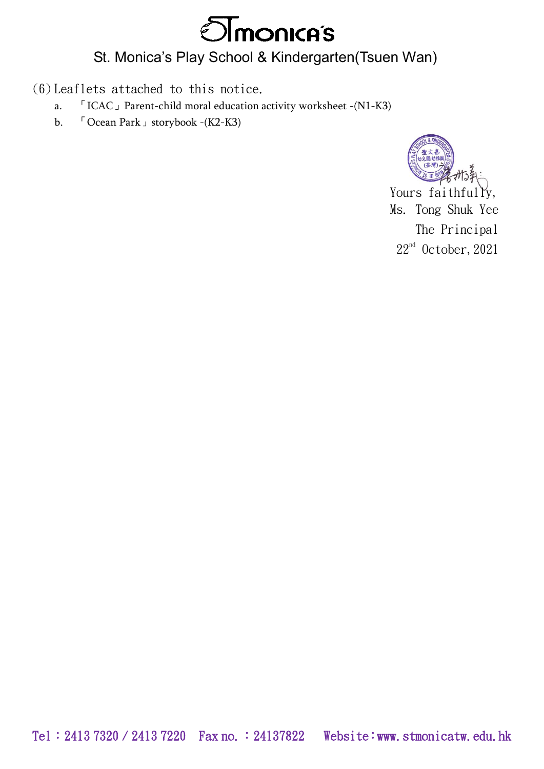(6) Leaflets attached to this notice.

a. 「ICAC」Parent-child moral education activity worksheet -(N1-K3)

b. 「Ocean Park」storybook -(K2-K3)

Yours faithfully,

Ms. Tong Shuk Yee

The Principal

22nd October, 2021